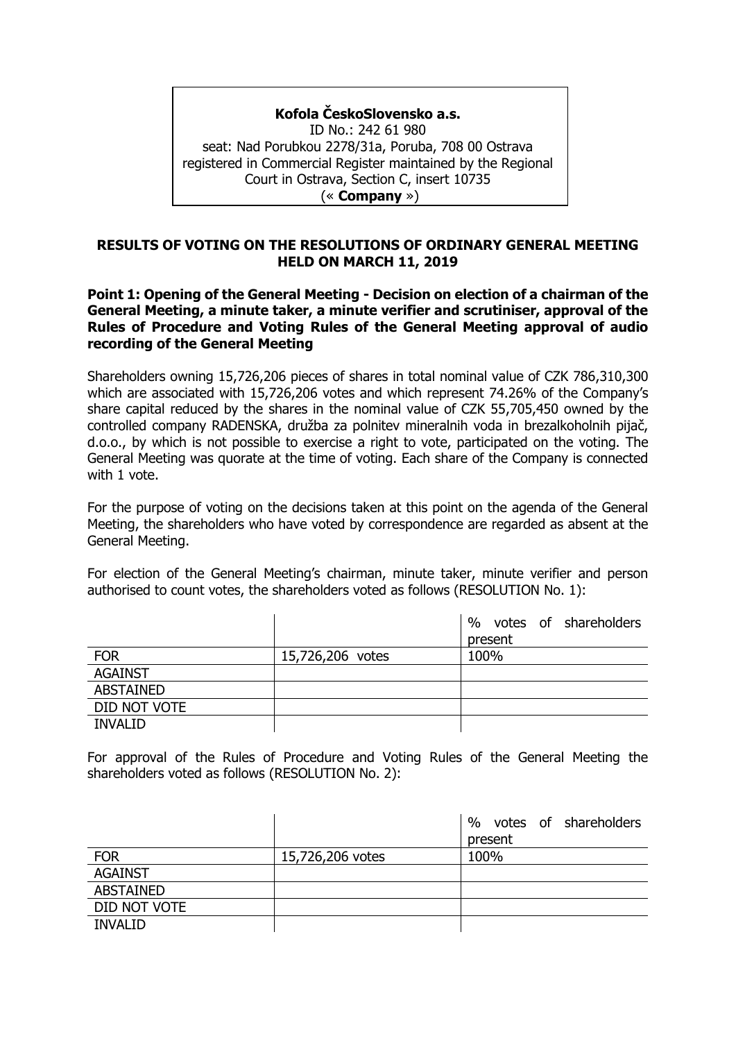**Kofola ČeskoSlovensko a.s.**
ID No.: 242 61 980
seat: Nad Porubkou 2278/31a, Poruba, 708 00 Ostrava
registered in Commercial Register maintained by the Regional Court in Ostrava, Section C, insert 10735
(« **Company** »)

## RESULTS OF VOTING ON THE RESOLUTIONS OF ORDINARY GENERAL MEETING HELD ON MARCH 11, 2019

### Point 1: Opening of the General Meeting - Decision on election of a chairman of the General Meeting, a minute taker, a minute verifier and scrutiniser, approval of the Rules of Procedure and Voting Rules of the General Meeting approval of audio recording of the General Meeting

Shareholders owning 15,726,206 pieces of shares in total nominal value of CZK 786,310,300 which are associated with 15,726,206 votes and which represent 74.26% of the Company's share capital reduced by the shares in the nominal value of CZK 55,705,450 owned by the controlled company RADENSKA, družba za polnitev mineralnih voda in brezalkoholnih pijač, d.o.o., by which is not possible to exercise a right to vote, participated on the voting. The General Meeting was quorate at the time of voting. Each share of the Company is connected with 1 vote.

For the purpose of voting on the decisions taken at this point on the agenda of the General Meeting, the shareholders who have voted by correspondence are regarded as absent at the General Meeting.

For election of the General Meeting's chairman, minute taker, minute verifier and person authorised to count votes, the shareholders voted as follows (RESOLUTION No. 1):

| | | % votes of shareholders present |
|---|---|---|
| FOR | 15,726,206 votes | 100% |
| AGAINST | | |
| ABSTAINED | | |
| DID NOT VOTE | | |
| INVALID | | |

For approval of the Rules of Procedure and Voting Rules of the General Meeting the shareholders voted as follows (RESOLUTION No. 2):

| | | % votes of shareholders present |
|---|---|---|
| FOR | 15,726,206 votes | 100% |
| AGAINST | | |
| ABSTAINED | | |
| DID NOT VOTE | | |
| INVALID | | |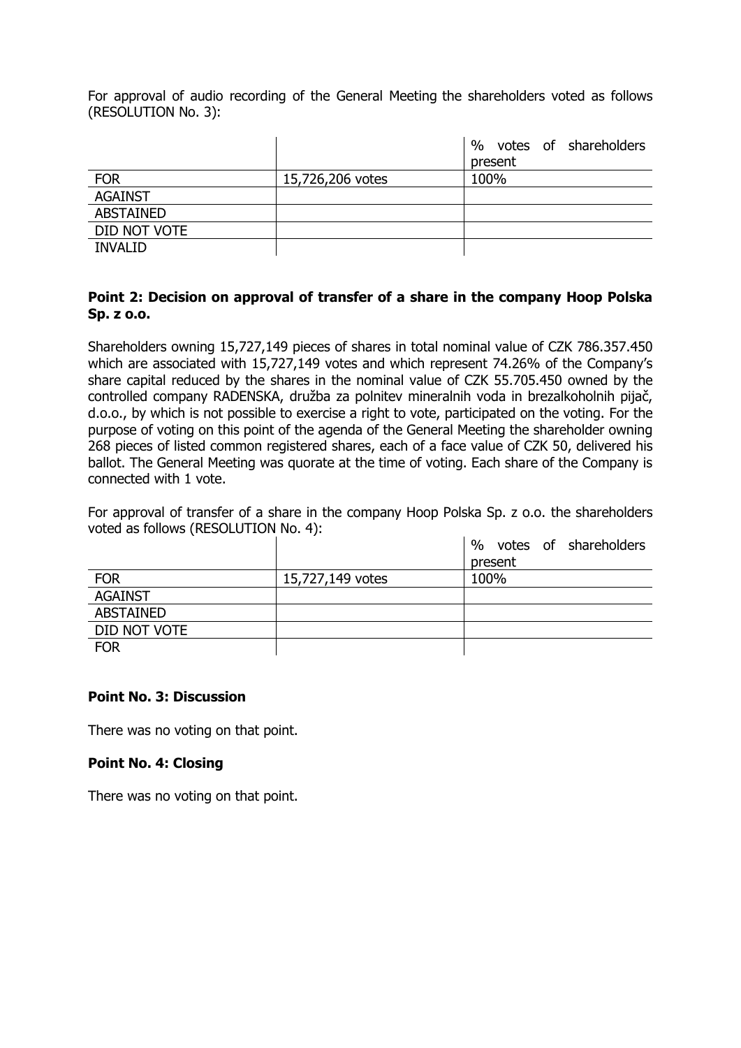For approval of audio recording of the General Meeting the shareholders voted as follows (RESOLUTION No. 3):

| | | % votes of shareholders present |
|---|---|---|
| FOR | 15,726,206 votes | 100% |
| AGAINST | | |
| ABSTAINED | | |
| DID NOT VOTE | | |
| INVALID | | |

**Point 2: Decision on approval of transfer of a share in the company Hoop Polska Sp. z o.o.**

Shareholders owning 15,727,149 pieces of shares in total nominal value of CZK 786.357.450 which are associated with 15,727,149 votes and which represent 74.26% of the Company's share capital reduced by the shares in the nominal value of CZK 55.705.450 owned by the controlled company RADENSKA, družba za polnitev mineralnih voda in brezalkoholnih pijač, d.o.o., by which is not possible to exercise a right to vote, participated on the voting. For the purpose of voting on this point of the agenda of the General Meeting the shareholder owning 268 pieces of listed common registered shares, each of a face value of CZK 50, delivered his ballot. The General Meeting was quorate at the time of voting. Each share of the Company is connected with 1 vote.

For approval of transfer of a share in the company Hoop Polska Sp. z o.o. the shareholders voted as follows (RESOLUTION No. 4):

| | | % votes of shareholders present |
|---|---|---|
| FOR | 15,727,149 votes | 100% |
| AGAINST | | |
| ABSTAINED | | |
| DID NOT VOTE | | |
| FOR | | |

**Point No. 3: Discussion**

There was no voting on that point.

**Point No. 4: Closing**

There was no voting on that point.